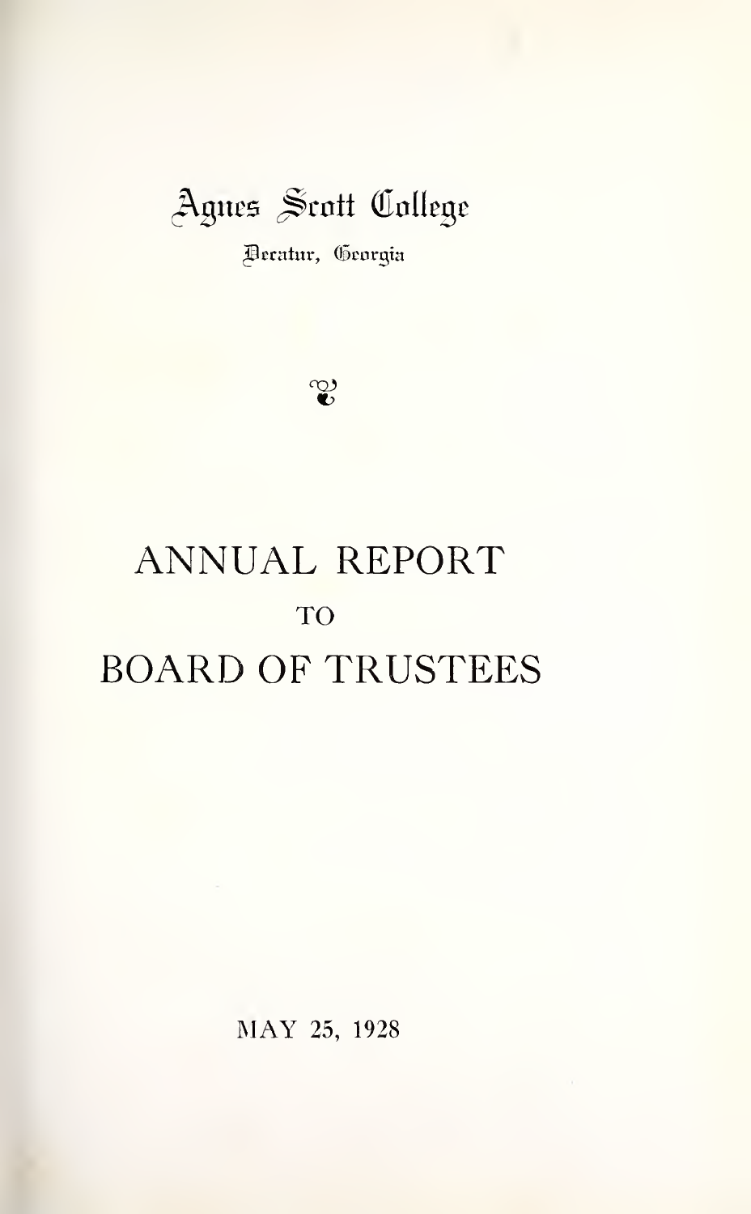Agnes Scott College

Decatur, Georgia

# ANNUAL REPORT

TO

# BOARD OF TRUSTEES

MAY 25, 1928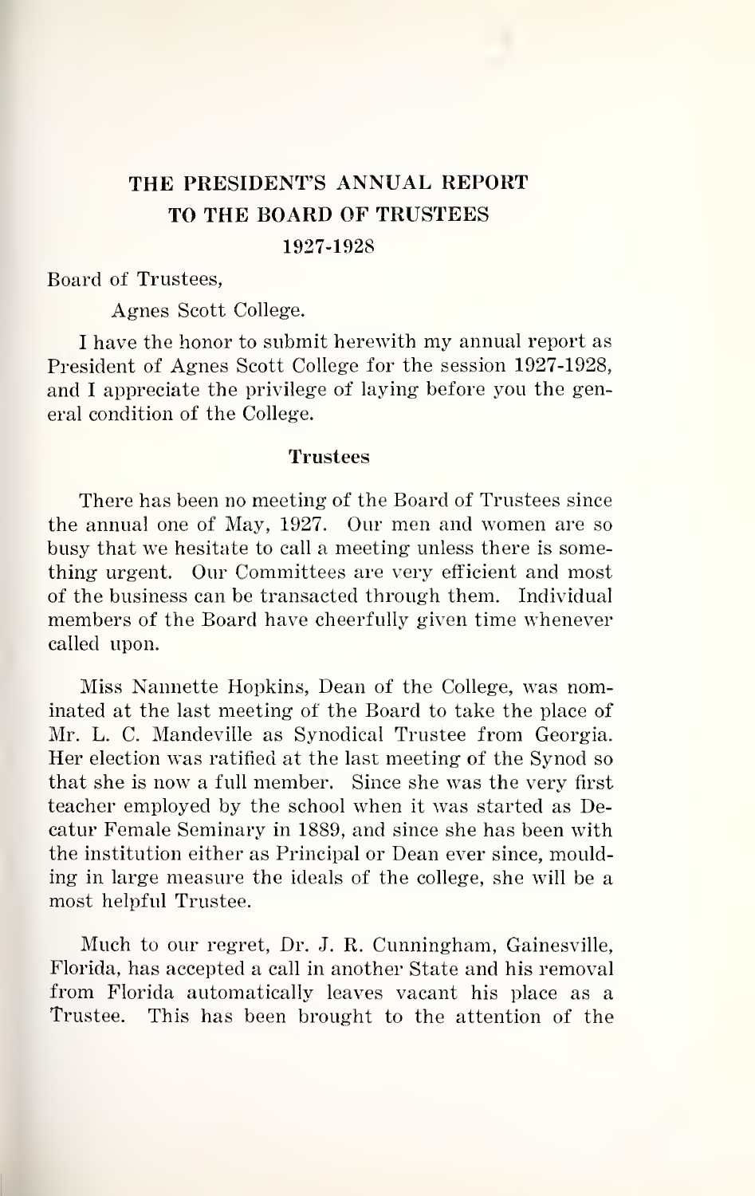# THE PRESIDENT'S ANNUAL REPORT TO THE BOARD OF TRUSTEES 1927-1928

Board of Trustees,

Agnes Scott College.

I have the honor to submit herewith my annual report as President of Agnes Scott College for the session 1927-1928, and I appreciate the privilege of laying before you the general condition of the College.

## Trustees

There has been no meeting of the Board of Trustees since the annual one of May, 1927. Our men and women are so busy that we hesitate to call a meeting unless there is something urgent. Our Committees are very efficient and most of the business can be transacted through them. Individual members of the Board have cheerfully given time whenever called upon.

Miss Nannette Hopkins, Dean of the College, was nominated at the last meeting of the Board to take the place of Mr. L. C. Mandeville as Synodical Trustee from Georgia. Her election was ratified at the last meeting of the Synod so that she is now a full member. Since she was the very first teacher employed by the school when it was started as Decatur Female Seminary in 1889, and since she has been with the institution either as Principal or Dean ever since, moulding in large measure the ideals of the college, she will be a most helpful Trustee.

Much to our regret, Dr. J. R. Cunningham, Gainesville, Florida, has accepted a call in another State and his removal from Florida automatically leaves vacant his place as a Trustee. This has been brought to the attention of the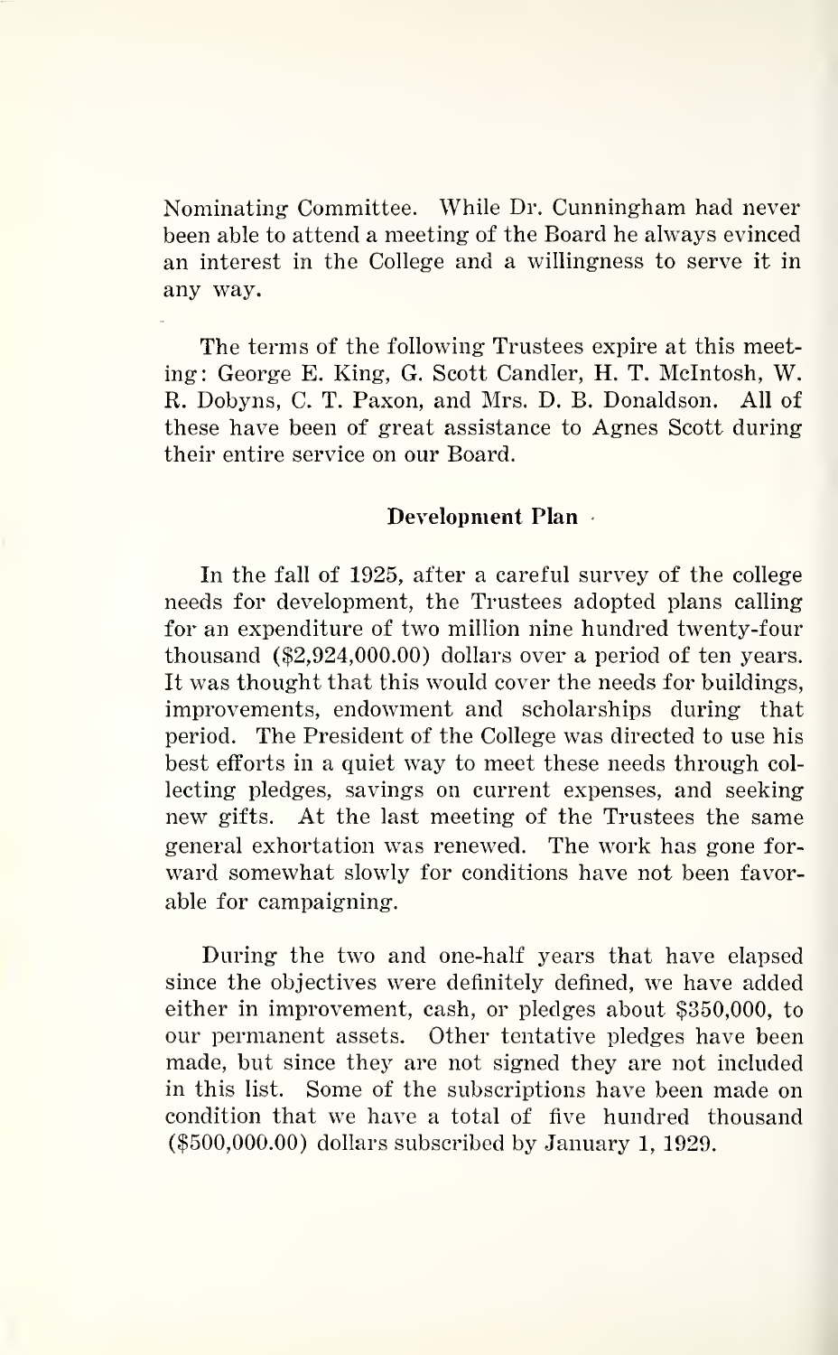Nominating Committee. While Dr. Cunningham had never been able to attend a meeting of the Board he always evinced an interest in the College and a willingness to serve it in any way.

The terms of the following Trustees expire at this meeting: George E. King, G. Scott Candler, H. T. McIntosh, W. R. Dobyns, C. T. Paxon, and Mrs. D. B. Donaldson. All of these have been of great assistance to Agnes Scott during their entire service on our Board.

## Development Plan

In the fall of 1925, after a careful survey of the college needs for development, the Trustees adopted plans calling for an expenditure of two million nine hundred twenty-four thousand ($2,924,000.00) dollars over a period of ten years. It was thought that this would cover the needs for buildings, improvements, endowment and scholarships during that period. The President of the College was directed to use his best efforts in a quiet way to meet these needs through collecting pledges, savings on current expenses, and seeking new gifts. At the last meeting of the Trustees the same general exhortation was renewed. The work has gone forward somewhat slowly for conditions have not been favorable for campaigning.

During the two and one-half years that have elapsed since the objectives were definitely defined, we have added either in improvement, cash, or pledges about $350,000, to our permanent assets. Other tentative pledges have been made, but since they are not signed they are not included in this list. Some of the subscriptions have been made on condition that we have a total of five hundred thousand ($500,000.00) dollars subscribed by January 1, 1929.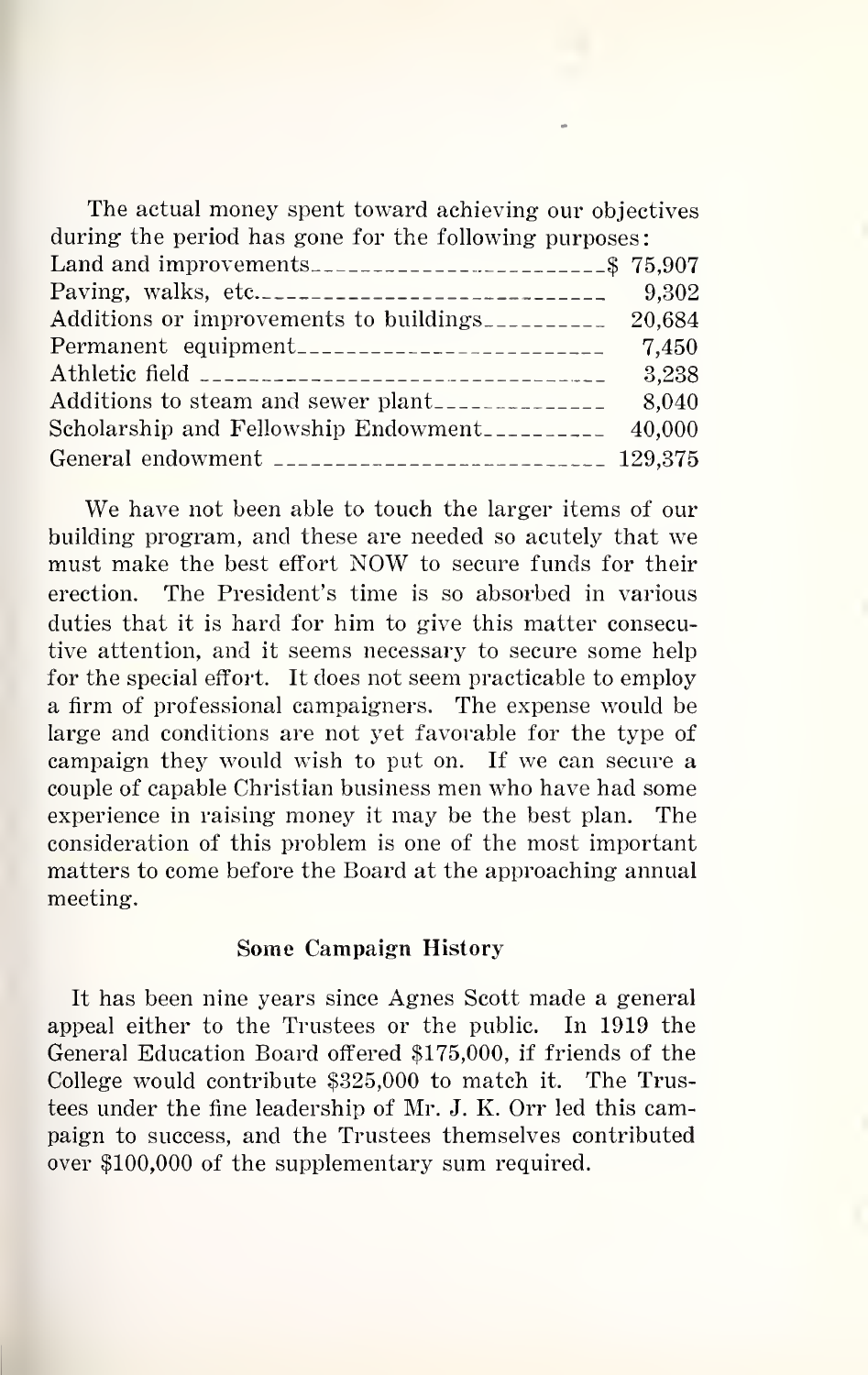The actual money spent toward achieving our objectives during the period has gone for the following purposes:

| | |
|---|---|
| Land and improvements | $ 75,907 |
| Paving, walks, etc. | 9,302 |
| Additions or improvements to buildings | 20,684 |
| Permanent equipment | 7,450 |
| Athletic field | 3,238 |
| Additions to steam and sewer plant | 8,040 |
| Scholarship and Fellowship Endowment | 40,000 |
| General endowment | 129,375 |

We have not been able to touch the larger items of our building program, and these are needed so acutely that we must make the best effort NOW to secure funds for their erection. The President's time is so absorbed in various duties that it is hard for him to give this matter consecutive attention, and it seems necessary to secure some help for the special effort. It does not seem practicable to employ a firm of professional campaigners. The expense would be large and conditions are not yet favorable for the type of campaign they would wish to put on. If we can secure a couple of capable Christian business men who have had some experience in raising money it may be the best plan. The consideration of this problem is one of the most important matters to come before the Board at the approaching annual meeting.

### Some Campaign History

It has been nine years since Agnes Scott made a general appeal either to the Trustees or the public. In 1919 the General Education Board offered $175,000, if friends of the College would contribute $325,000 to match it. The Trustees under the fine leadership of Mr. J. K. Orr led this campaign to success, and the Trustees themselves contributed over $100,000 of the supplementary sum required.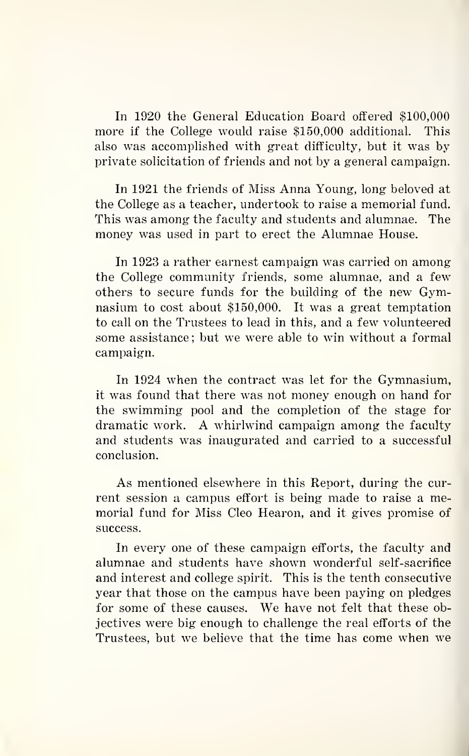In 1920 the General Education Board offered $100,000 more if the College would raise $150,000 additional. This also was accomplished with great difficulty, but it was by private solicitation of friends and not by a general campaign.

In 1921 the friends of Miss Anna Young, long beloved at the College as a teacher, undertook to raise a memorial fund. This was among the faculty and students and alumnae. The money was used in part to erect the Alumnae House.

In 1923 a rather earnest campaign was carried on among the College community friends, some alumnae, and a few others to secure funds for the building of the new Gymnasium to cost about $150,000. It was a great temptation to call on the Trustees to lead in this, and a few volunteered some assistance; but we were able to win without a formal campaign.

In 1924 when the contract was let for the Gymnasium, it was found that there was not money enough on hand for the swimming pool and the completion of the stage for dramatic work. A whirlwind campaign among the faculty and students was inaugurated and carried to a successful conclusion.

As mentioned elsewhere in this Report, during the current session a campus effort is being made to raise a memorial fund for Miss Cleo Hearon, and it gives promise of success.

In every one of these campaign efforts, the faculty and alumnae and students have shown wonderful self-sacrifice and interest and college spirit. This is the tenth consecutive year that those on the campus have been paying on pledges for some of these causes. We have not felt that these objectives were big enough to challenge the real efforts of the Trustees, but we believe that the time has come when we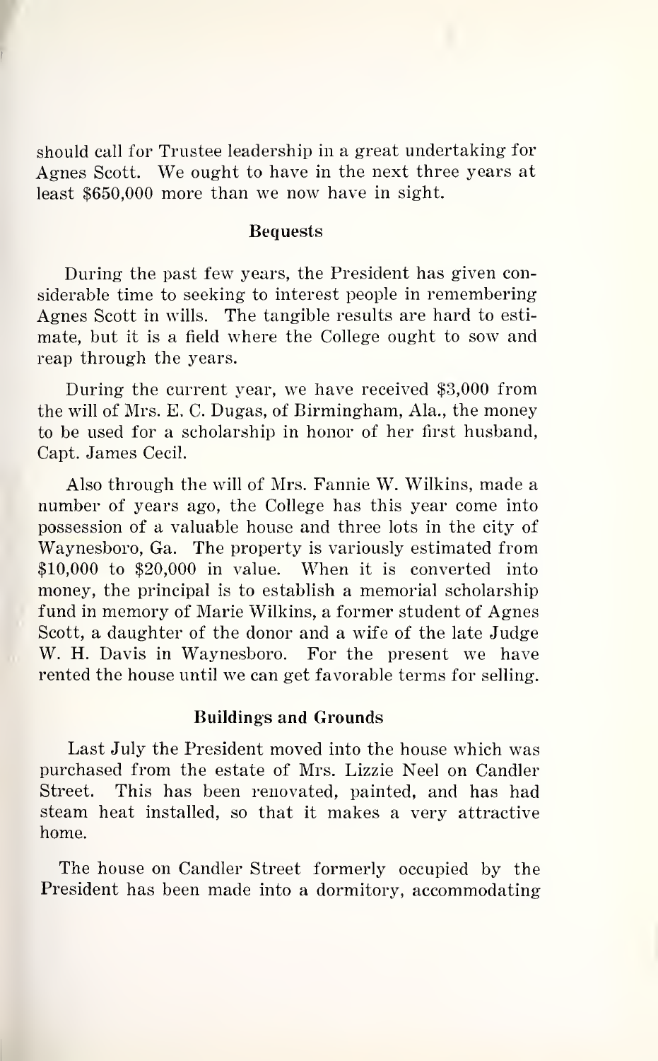should call for Trustee leadership in a great undertaking for Agnes Scott. We ought to have in the next three years at least $650,000 more than we now have in sight.

### Bequests

During the past few years, the President has given considerable time to seeking to interest people in remembering Agnes Scott in wills. The tangible results are hard to estimate, but it is a field where the College ought to sow and reap through the years.

During the current year, we have received $3,000 from the will of Mrs. E. C. Dugas, of Birmingham, Ala., the money to be used for a scholarship in honor of her first husband, Capt. James Cecil.

Also through the will of Mrs. Fannie W. Wilkins, made a number of years ago, the College has this year come into possession of a valuable house and three lots in the city of Waynesboro, Ga. The property is variously estimated from $10,000 to $20,000 in value. When it is converted into money, the principal is to establish a memorial scholarship fund in memory of Marie Wilkins, a former student of Agnes Scott, a daughter of the donor and a wife of the late Judge W. H. Davis in Waynesboro. For the present we have rented the house until we can get favorable terms for selling.

### Buildings and Grounds

Last July the President moved into the house which was purchased from the estate of Mrs. Lizzie Neel on Candler Street. This has been renovated, painted, and has had steam heat installed, so that it makes a very attractive home.

The house on Candler Street formerly occupied by the President has been made into a dormitory, accommodating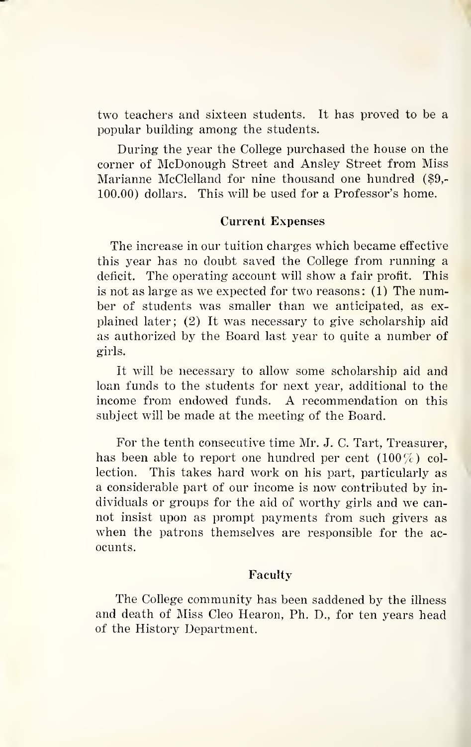two teachers and sixteen students. It has proved to be a popular building among the students.

During the year the College purchased the house on the corner of McDonough Street and Ansley Street from Miss Marianne McClelland for nine thousand one hundred ($9,100.00) dollars. This will be used for a Professor's home.

### Current Expenses

The increase in our tuition charges which became effective this year has no doubt saved the College from running a deficit. The operating account will show a fair profit. This is not as large as we expected for two reasons: (1) The number of students was smaller than we anticipated, as explained later; (2) It was necessary to give scholarship aid as authorized by the Board last year to quite a number of girls.

It will be necessary to allow some scholarship aid and loan funds to the students for next year, additional to the income from endowed funds. A recommendation on this subject will be made at the meeting of the Board.

For the tenth consecutive time Mr. J. C. Tart, Treasurer, has been able to report one hundred per cent (100%) collection. This takes hard work on his part, particularly as a considerable part of our income is now contributed by individuals or groups for the aid of worthy girls and we cannot insist upon as prompt payments from such givers as when the patrons themselves are responsible for the acocunts.

### Faculty

The College community has been saddened by the illness and death of Miss Cleo Hearon, Ph. D., for ten years head of the History Department.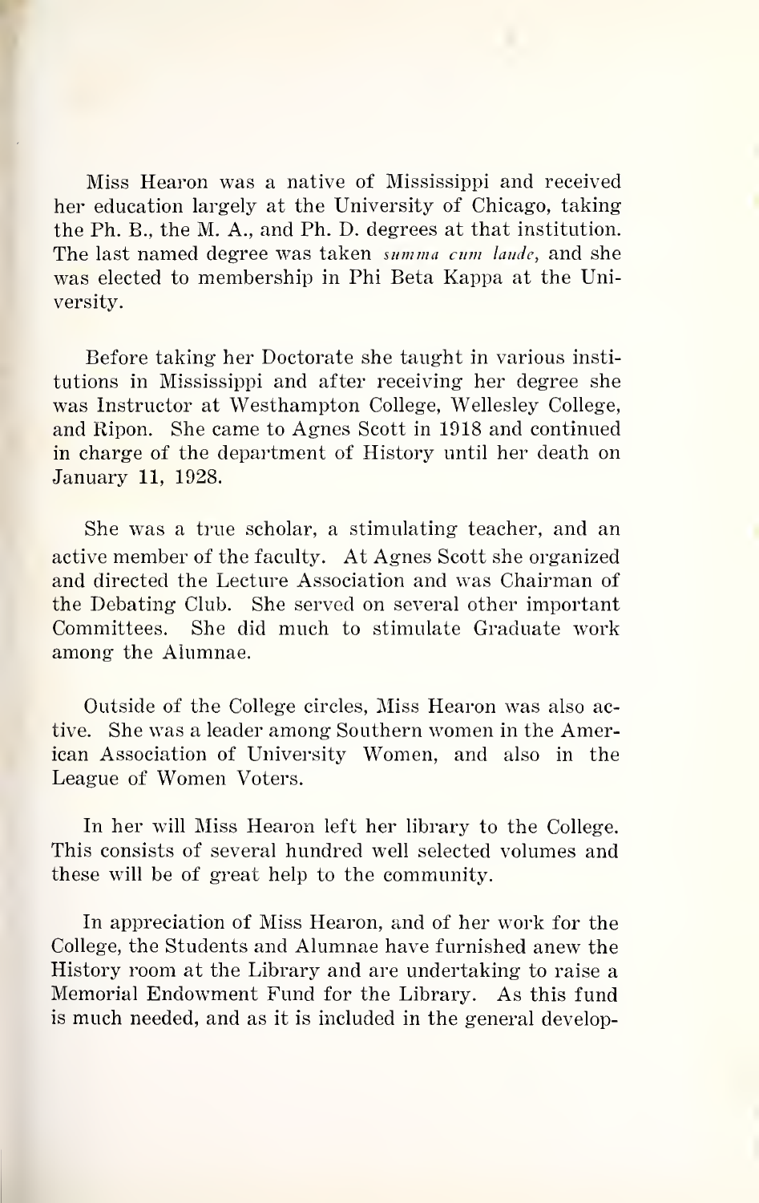Miss Hearon was a native of Mississippi and received her education largely at the University of Chicago, taking the Ph. B., the M. A., and Ph. D. degrees at that institution. The last named degree was taken *summa cum laude*, and she was elected to membership in Phi Beta Kappa at the University.

Before taking her Doctorate she taught in various institutions in Mississippi and after receiving her degree she was Instructor at Westhampton College, Wellesley College, and Ripon. She came to Agnes Scott in 1918 and continued in charge of the department of History until her death on January 11, 1928.

She was a true scholar, a stimulating teacher, and an active member of the faculty. At Agnes Scott she organized and directed the Lecture Association and was Chairman of the Debating Club. She served on several other important Committees. She did much to stimulate Graduate work among the Alumnae.

Outside of the College circles, Miss Hearon was also active. She was a leader among Southern women in the American Association of University Women, and also in the League of Women Voters.

In her will Miss Hearon left her library to the College. This consists of several hundred well selected volumes and these will be of great help to the community.

In appreciation of Miss Hearon, and of her work for the College, the Students and Alumnae have furnished anew the History room at the Library and are undertaking to raise a Memorial Endowment Fund for the Library. As this fund is much needed, and as it is included in the general develop-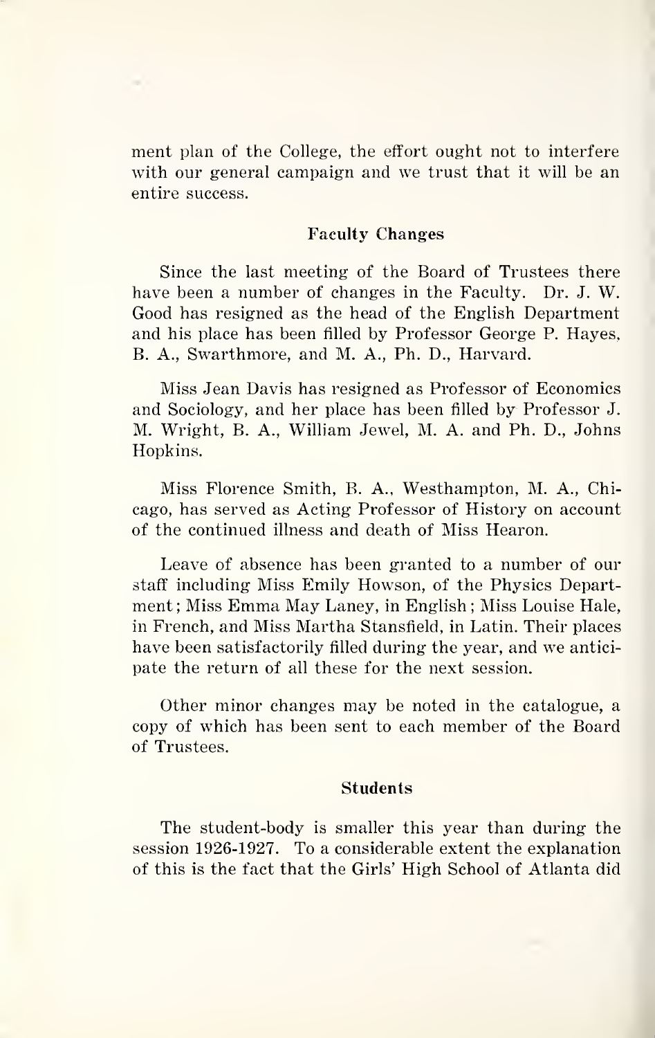ment plan of the College, the effort ought not to interfere with our general campaign and we trust that it will be an entire success.

### Faculty Changes

Since the last meeting of the Board of Trustees there have been a number of changes in the Faculty. Dr. J. W. Good has resigned as the head of the English Department and his place has been filled by Professor George P. Hayes, B. A., Swarthmore, and M. A., Ph. D., Harvard.

Miss Jean Davis has resigned as Professor of Economics and Sociology, and her place has been filled by Professor J. M. Wright, B. A., William Jewel, M. A. and Ph. D., Johns Hopkins.

Miss Florence Smith, B. A., Westhampton, M. A., Chicago, has served as Acting Professor of History on account of the continued illness and death of Miss Hearon.

Leave of absence has been granted to a number of our staff including Miss Emily Howson, of the Physics Department; Miss Emma May Laney, in English; Miss Louise Hale, in French, and Miss Martha Stansfield, in Latin. Their places have been satisfactorily filled during the year, and we anticipate the return of all these for the next session.

Other minor changes may be noted in the catalogue, a copy of which has been sent to each member of the Board of Trustees.

### Students

The student-body is smaller this year than during the session 1926-1927. To a considerable extent the explanation of this is the fact that the Girls' High School of Atlanta did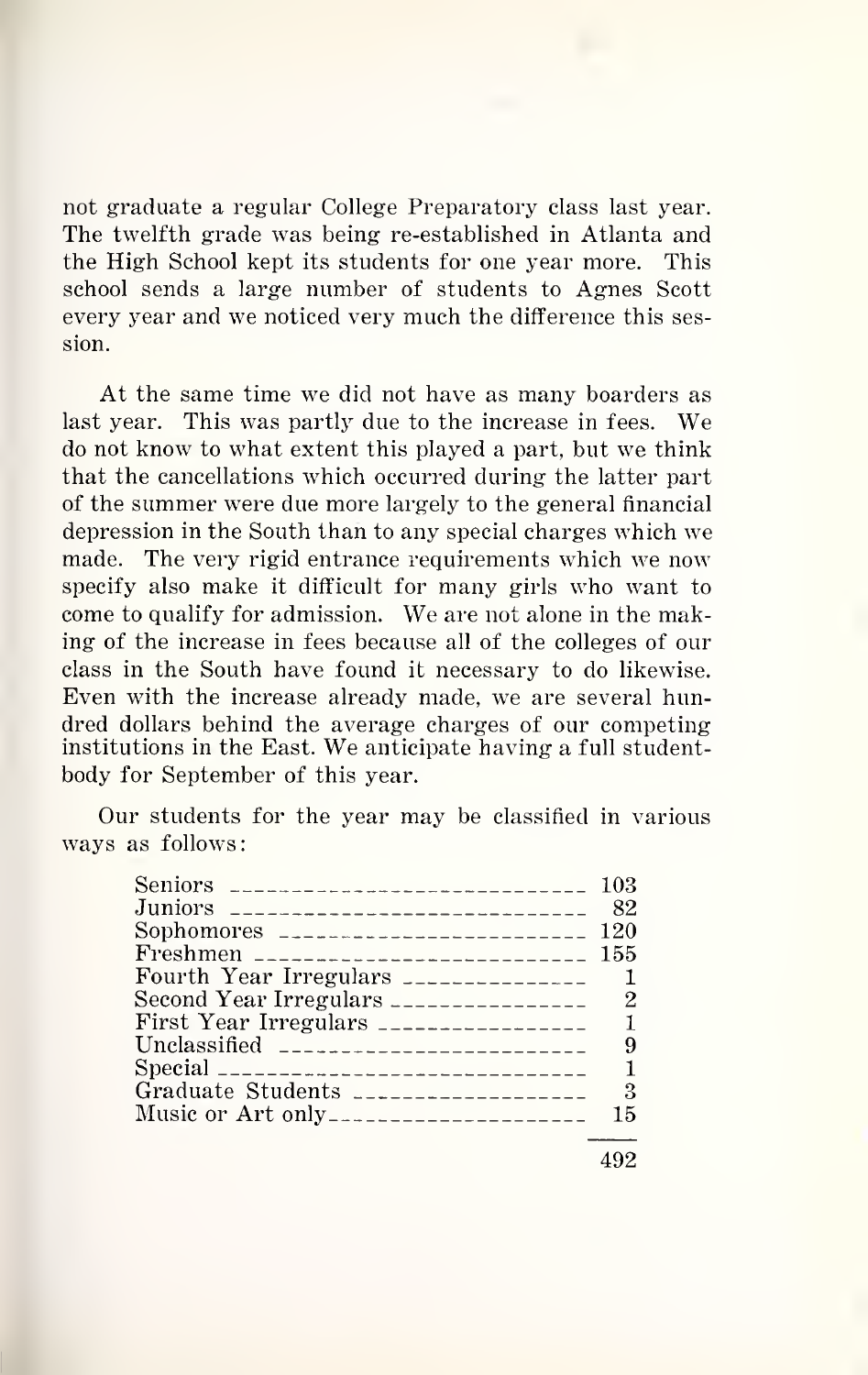not graduate a regular College Preparatory class last year. The twelfth grade was being re-established in Atlanta and the High School kept its students for one year more. This school sends a large number of students to Agnes Scott every year and we noticed very much the difference this session.

At the same time we did not have as many boarders as last year. This was partly due to the increase in fees. We do not know to what extent this played a part, but we think that the cancellations which occurred during the latter part of the summer were due more largely to the general financial depression in the South than to any special charges which we made. The very rigid entrance requirements which we now specify also make it difficult for many girls who want to come to qualify for admission. We are not alone in the making of the increase in fees because all of the colleges of our class in the South have found it necessary to do likewise. Even with the increase already made, we are several hundred dollars behind the average charges of our competing institutions in the East. We anticipate having a full student-body for September of this year.

Our students for the year may be classified in various ways as follows:

| | |
|---|---|
| Seniors | 103 |
| Juniors | 82 |
| Sophomores | 120 |
| Freshmen | 155 |
| Fourth Year Irregulars | 1 |
| Second Year Irregulars | 2 |
| First Year Irregulars | 1 |
| Unclassified | 9 |
| Special | 1 |
| Graduate Students | 3 |
| Music or Art only | 15 |
| | 492 |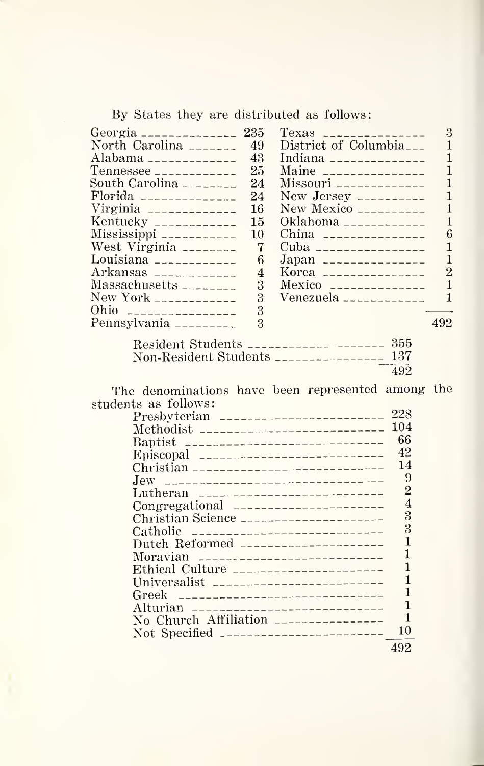By States they are distributed as follows:

| State | Number | State | Number |
|---|---|---|---|
| Georgia | 235 | Texas | 3 |
| North Carolina | 49 | District of Columbia | 1 |
| Alabama | 43 | Indiana | 1 |
| Tennessee | 25 | Maine | 1 |
| South Carolina | 24 | Missouri | 1 |
| Florida | 24 | New Jersey | 1 |
| Virginia | 16 | New Mexico | 1 |
| Kentucky | 15 | Oklahoma | 1 |
| Mississippi | 10 | China | 6 |
| West Virginia | 7 | Cuba | 1 |
| Louisiana | 6 | Japan | 1 |
| Arkansas | 4 | Korea | 2 |
| Massachusetts | 3 | Mexico | 1 |
| New York | 3 | Venezuela | 1 |
| Ohio | 3 | | |
| Pennsylvania | 3 | | 492 |

| | |
|---|---|
| Resident Students | 355 |
| Non-Resident Students | 137 |
| | 492 |

The denominations have been represented among the students as follows:

| Denomination | Number |
|---|---|
| Presbyterian | 228 |
| Methodist | 104 |
| Baptist | 66 |
| Episcopal | 42 |
| Christian | 14 |
| Jew | 9 |
| Lutheran | 2 |
| Congregational | 4 |
| Christian Science | 3 |
| Catholic | 3 |
| Dutch Reformed | 1 |
| Moravian | 1 |
| Ethical Culture | 1 |
| Universalist | 1 |
| Greek | 1 |
| Alturian | 1 |
| No Church Affiliation | 1 |
| Not Specified | 10 |
| | 492 |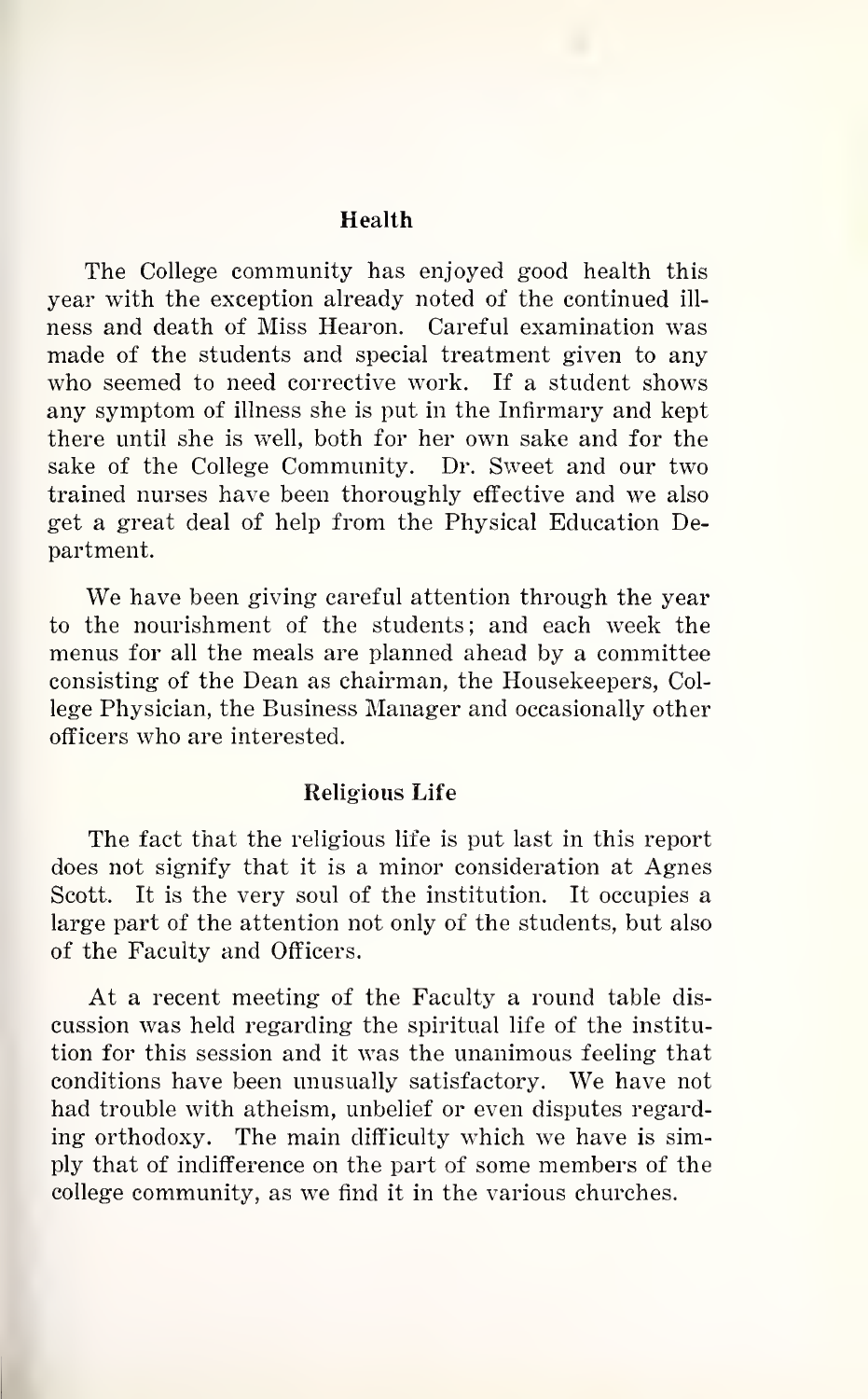## Health

The College community has enjoyed good health this year with the exception already noted of the continued illness and death of Miss Hearon. Careful examination was made of the students and special treatment given to any who seemed to need corrective work. If a student shows any symptom of illness she is put in the Infirmary and kept there until she is well, both for her own sake and for the sake of the College Community. Dr. Sweet and our two trained nurses have been thoroughly effective and we also get a great deal of help from the Physical Education Department.

We have been giving careful attention through the year to the nourishment of the students; and each week the menus for all the meals are planned ahead by a committee consisting of the Dean as chairman, the Housekeepers, College Physician, the Business Manager and occasionally other officers who are interested.

## Religious Life

The fact that the religious life is put last in this report does not signify that it is a minor consideration at Agnes Scott. It is the very soul of the institution. It occupies a large part of the attention not only of the students, but also of the Faculty and Officers.

At a recent meeting of the Faculty a round table discussion was held regarding the spiritual life of the institution for this session and it was the unanimous feeling that conditions have been unusually satisfactory. We have not had trouble with atheism, unbelief or even disputes regarding orthodoxy. The main difficulty which we have is simply that of indifference on the part of some members of the college community, as we find it in the various churches.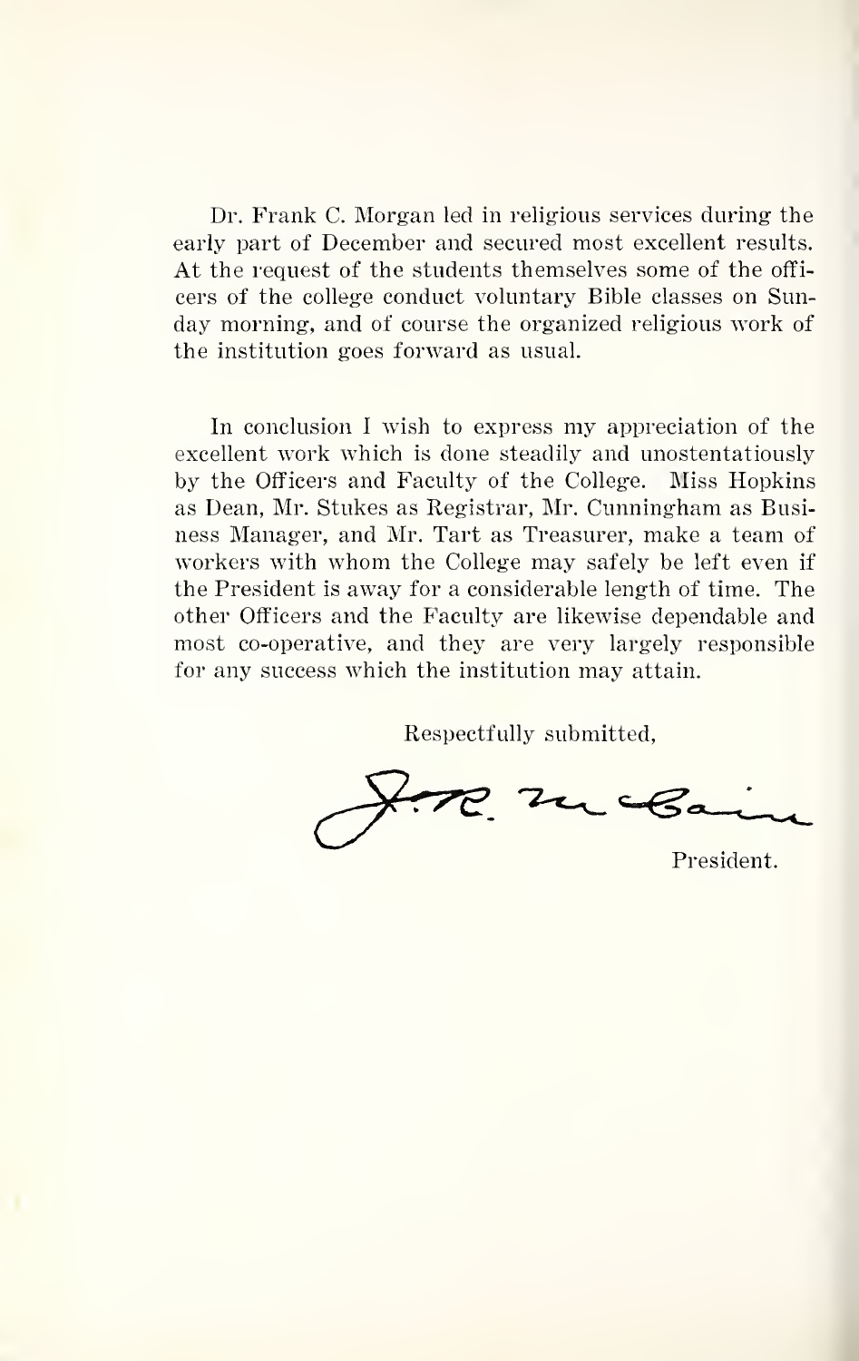Dr. Frank C. Morgan led in religious services during the early part of December and secured most excellent results. At the request of the students themselves some of the officers of the college conduct voluntary Bible classes on Sunday morning, and of course the organized religious work of the institution goes forward as usual.

In conclusion I wish to express my appreciation of the excellent work which is done steadily and unostentatiously by the Officers and Faculty of the College. Miss Hopkins as Dean, Mr. Stukes as Registrar, Mr. Cunningham as Business Manager, and Mr. Tart as Treasurer, make a team of workers with whom the College may safely be left even if the President is away for a considerable length of time. The other Officers and the Faculty are likewise dependable and most co-operative, and they are very largely responsible for any success which the institution may attain.

Respectfully submitted,

J. R. McCain

President.